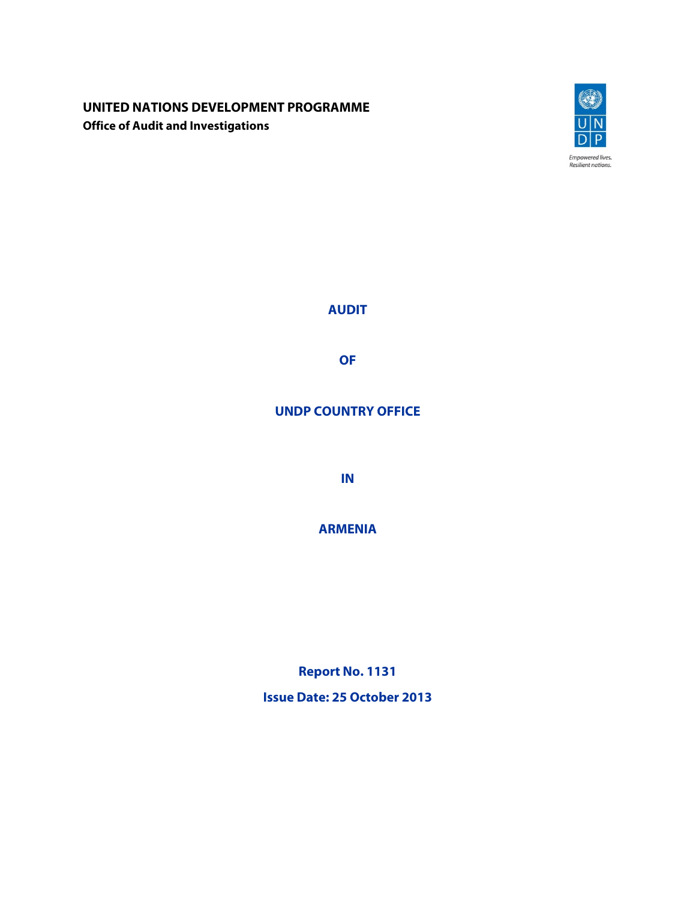**UNITED NATIONS DEVELOPMENT PROGRAMME**

**Office of Audit and Investigations**

Empowered lives.
Resilient nations.

# AUDIT

# OF

# UNDP COUNTRY OFFICE

# IN

# ARMENIA

**Report No. 1131**

**Issue Date: 25 October 2013**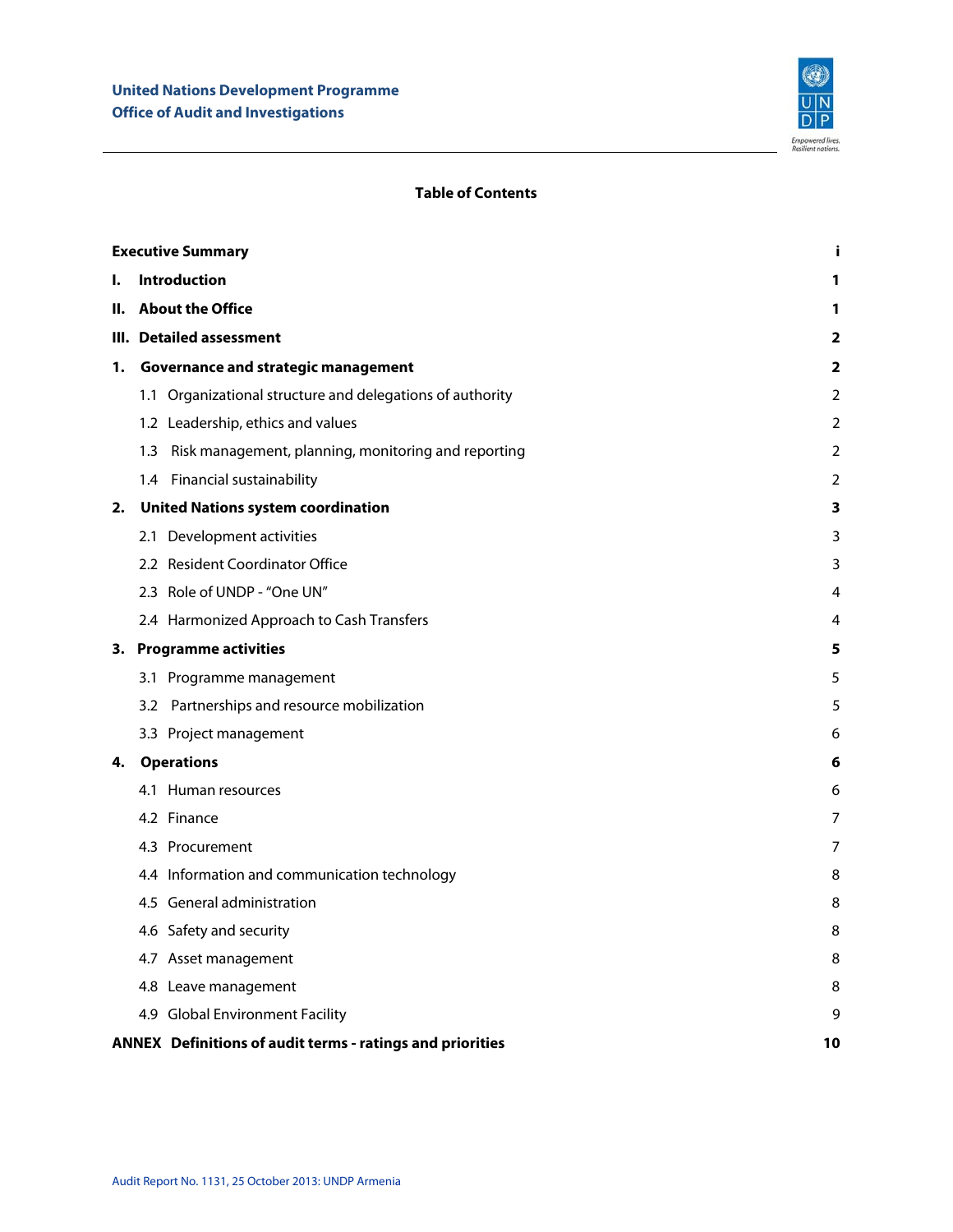## Table of Contents

| | |
|---|---|
| **Executive Summary** | **i** |
| **I. Introduction** | **1** |
| **II. About the Office** | **1** |
| **III. Detailed assessment** | **2** |
| **1. Governance and strategic management** | **2** |
| 1.1 Organizational structure and delegations of authority | 2 |
| 1.2 Leadership, ethics and values | 2 |
| 1.3 Risk management, planning, monitoring and reporting | 2 |
| 1.4 Financial sustainability | 2 |
| **2. United Nations system coordination** | **3** |
| 2.1 Development activities | 3 |
| 2.2 Resident Coordinator Office | 3 |
| 2.3 Role of UNDP - "One UN" | 4 |
| 2.4 Harmonized Approach to Cash Transfers | 4 |
| **3. Programme activities** | **5** |
| 3.1 Programme management | 5 |
| 3.2 Partnerships and resource mobilization | 5 |
| 3.3 Project management | 6 |
| **4. Operations** | **6** |
| 4.1 Human resources | 6 |
| 4.2 Finance | 7 |
| 4.3 Procurement | 7 |
| 4.4 Information and communication technology | 8 |
| 4.5 General administration | 8 |
| 4.6 Safety and security | 8 |
| 4.7 Asset management | 8 |
| 4.8 Leave management | 8 |
| 4.9 Global Environment Facility | 9 |
| **ANNEX Definitions of audit terms - ratings and priorities** | **10** |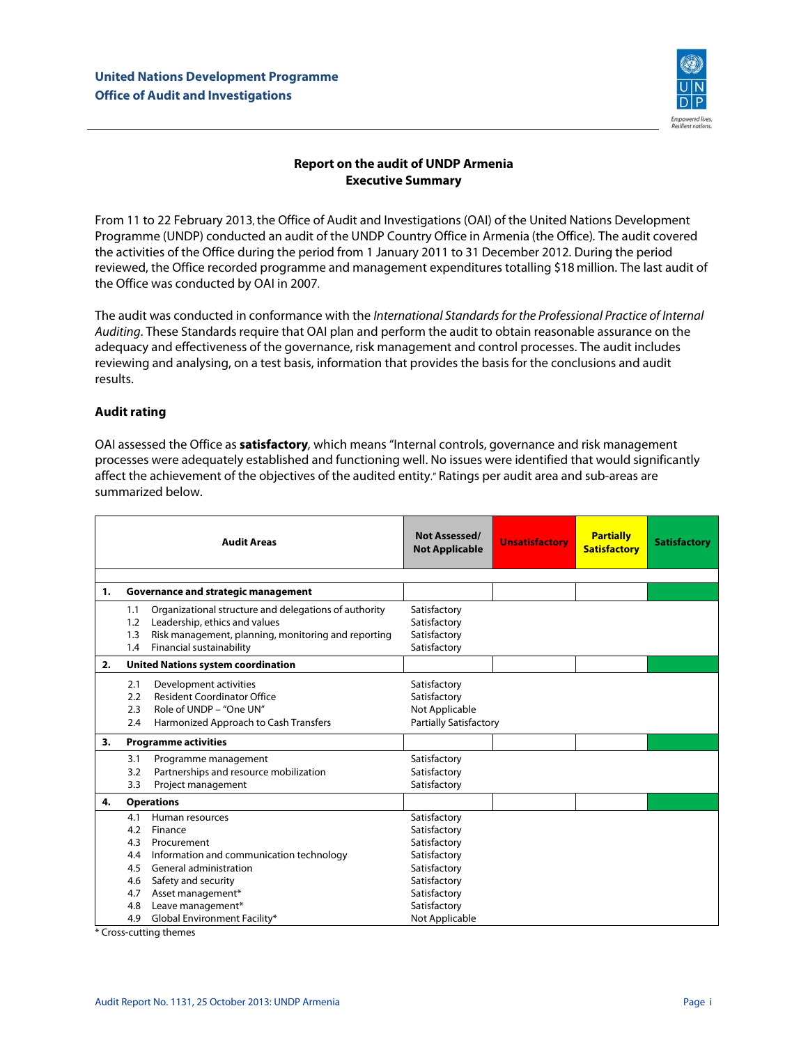United Nations Development Programme
Office of Audit and Investigations

## Report on the audit of UNDP Armenia
## Executive Summary

From 11 to 22 February 2013, the Office of Audit and Investigations (OAI) of the United Nations Development Programme (UNDP) conducted an audit of the UNDP Country Office in Armenia (the Office). The audit covered the activities of the Office during the period from 1 January 2011 to 31 December 2012. During the period reviewed, the Office recorded programme and management expenditures totalling $18 million. The last audit of the Office was conducted by OAI in 2007.

The audit was conducted in conformance with the *International Standards for the Professional Practice of Internal Auditing*. These Standards require that OAI plan and perform the audit to obtain reasonable assurance on the adequacy and effectiveness of the governance, risk management and control processes. The audit includes reviewing and analysing, on a test basis, information that provides the basis for the conclusions and audit results.

### Audit rating

OAI assessed the Office as **satisfactory**, which means "Internal controls, governance and risk management processes were adequately established and functioning well. No issues were identified that would significantly affect the achievement of the objectives of the audited entity." Ratings per audit area and sub-areas are summarized below.

| Audit Areas | Not Assessed/ Not Applicable | Unsatisfactory | Partially Satisfactory | Satisfactory |
|---|---|---|---|---|
| **1. Governance and strategic management** | | | | Satisfactory |
| 1.1 Organizational structure and delegations of authority | Satisfactory | | | |
| 1.2 Leadership, ethics and values | Satisfactory | | | |
| 1.3 Risk management, planning, monitoring and reporting | Satisfactory | | | |
| 1.4 Financial sustainability | Satisfactory | | | |
| **2. United Nations system coordination** | | | | Satisfactory |
| 2.1 Development activities | Satisfactory | | | |
| 2.2 Resident Coordinator Office | Satisfactory | | | |
| 2.3 Role of UNDP – "One UN" | Not Applicable | | | |
| 2.4 Harmonized Approach to Cash Transfers | Partially Satisfactory | | | |
| **3. Programme activities** | | | | Satisfactory |
| 3.1 Programme management | Satisfactory | | | |
| 3.2 Partnerships and resource mobilization | Satisfactory | | | |
| 3.3 Project management | Satisfactory | | | |
| **4. Operations** | | | | Satisfactory |
| 4.1 Human resources | Satisfactory | | | |
| 4.2 Finance | Satisfactory | | | |
| 4.3 Procurement | Satisfactory | | | |
| 4.4 Information and communication technology | Satisfactory | | | |
| 4.5 General administration | Satisfactory | | | |
| 4.6 Safety and security | Satisfactory | | | |
| 4.7 Asset management* | Satisfactory | | | |
| 4.8 Leave management* | Satisfactory | | | |
| 4.9 Global Environment Facility* | Not Applicable | | | |

\* Cross-cutting themes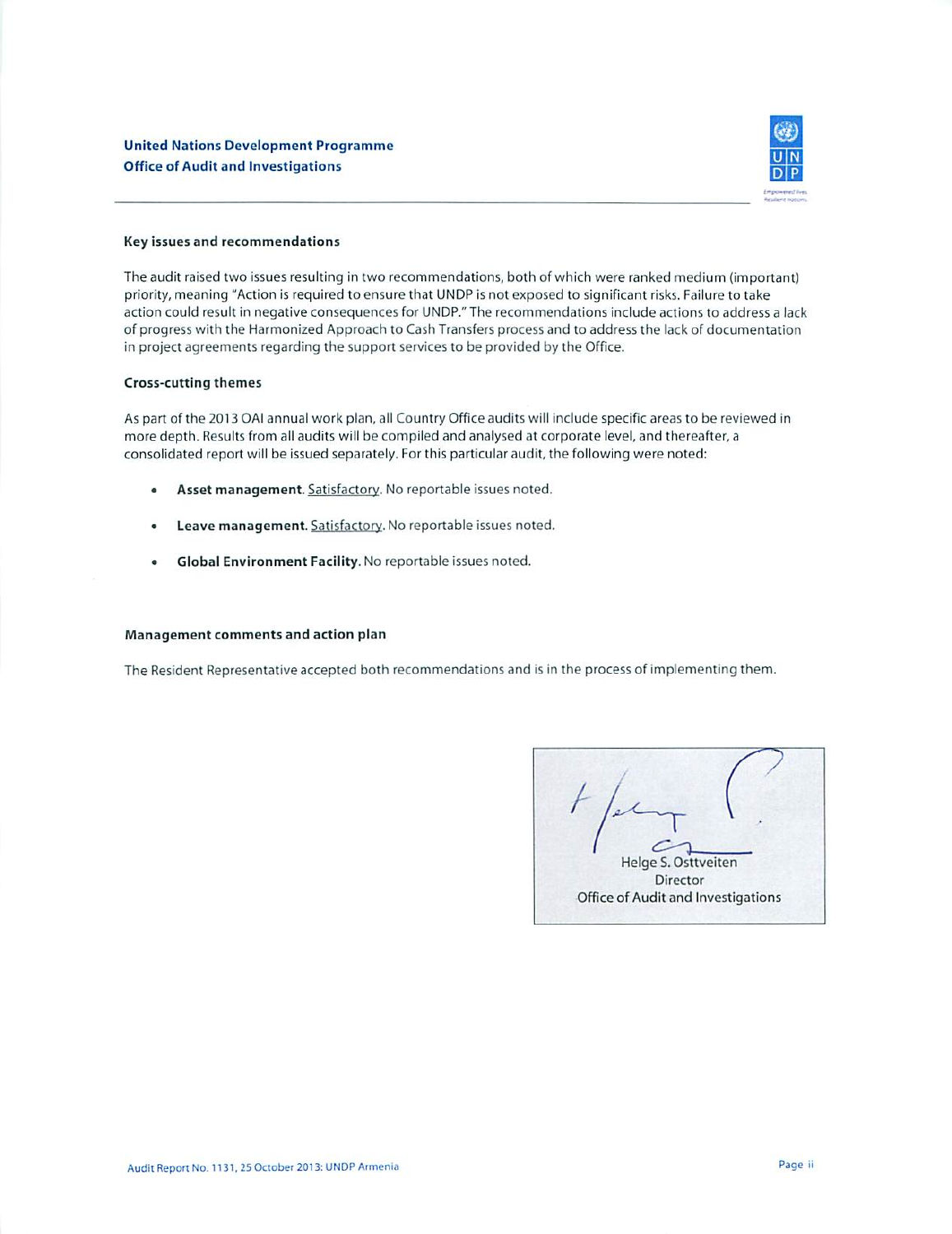### Key issues and recommendations

The audit raised two issues resulting in two recommendations, both of which were ranked medium (important) priority, meaning "Action is required to ensure that UNDP is not exposed to significant risks. Failure to take action could result in negative consequences for UNDP." The recommendations include actions to address a lack of progress with the Harmonized Approach to Cash Transfers process and to address the lack of documentation in project agreements regarding the support services to be provided by the Office.

### Cross-cutting themes

As part of the 2013 OAI annual work plan, all Country Office audits will include specific areas to be reviewed in more depth. Results from all audits will be compiled and analysed at corporate level, and thereafter, a consolidated report will be issued separately. For this particular audit, the following were noted:

- **Asset management**. Satisfactory. No reportable issues noted.
- **Leave management.** Satisfactory. No reportable issues noted.
- **Global Environment Facility.** No reportable issues noted.

### Management comments and action plan

The Resident Representative accepted both recommendations and is in the process of implementing them.

Helge S. Osttveiten
Director
Office of Audit and Investigations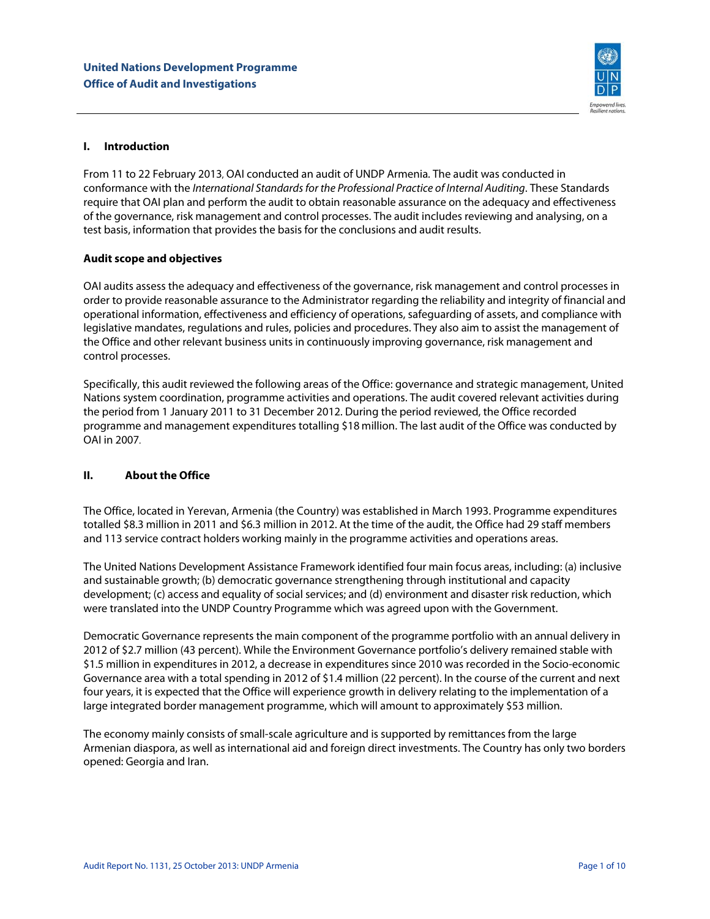## I. Introduction

From 11 to 22 February 2013, OAI conducted an audit of UNDP Armenia. The audit was conducted in conformance with the *International Standards for the Professional Practice of Internal Auditing*. These Standards require that OAI plan and perform the audit to obtain reasonable assurance on the adequacy and effectiveness of the governance, risk management and control processes. The audit includes reviewing and analysing, on a test basis, information that provides the basis for the conclusions and audit results.

### Audit scope and objectives

OAI audits assess the adequacy and effectiveness of the governance, risk management and control processes in order to provide reasonable assurance to the Administrator regarding the reliability and integrity of financial and operational information, effectiveness and efficiency of operations, safeguarding of assets, and compliance with legislative mandates, regulations and rules, policies and procedures. They also aim to assist the management of the Office and other relevant business units in continuously improving governance, risk management and control processes.

Specifically, this audit reviewed the following areas of the Office: governance and strategic management, United Nations system coordination, programme activities and operations. The audit covered relevant activities during the period from 1 January 2011 to 31 December 2012. During the period reviewed, the Office recorded programme and management expenditures totalling $18 million. The last audit of the Office was conducted by OAI in 2007.

## II. About the Office

The Office, located in Yerevan, Armenia (the Country) was established in March 1993. Programme expenditures totalled $8.3 million in 2011 and $6.3 million in 2012. At the time of the audit, the Office had 29 staff members and 113 service contract holders working mainly in the programme activities and operations areas.

The United Nations Development Assistance Framework identified four main focus areas, including: (a) inclusive and sustainable growth; (b) democratic governance strengthening through institutional and capacity development; (c) access and equality of social services; and (d) environment and disaster risk reduction, which were translated into the UNDP Country Programme which was agreed upon with the Government.

Democratic Governance represents the main component of the programme portfolio with an annual delivery in 2012 of $2.7 million (43 percent). While the Environment Governance portfolio's delivery remained stable with $1.5 million in expenditures in 2012, a decrease in expenditures since 2010 was recorded in the Socio-economic Governance area with a total spending in 2012 of $1.4 million (22 percent). In the course of the current and next four years, it is expected that the Office will experience growth in delivery relating to the implementation of a large integrated border management programme, which will amount to approximately $53 million.

The economy mainly consists of small-scale agriculture and is supported by remittances from the large Armenian diaspora, as well as international aid and foreign direct investments. The Country has only two borders opened: Georgia and Iran.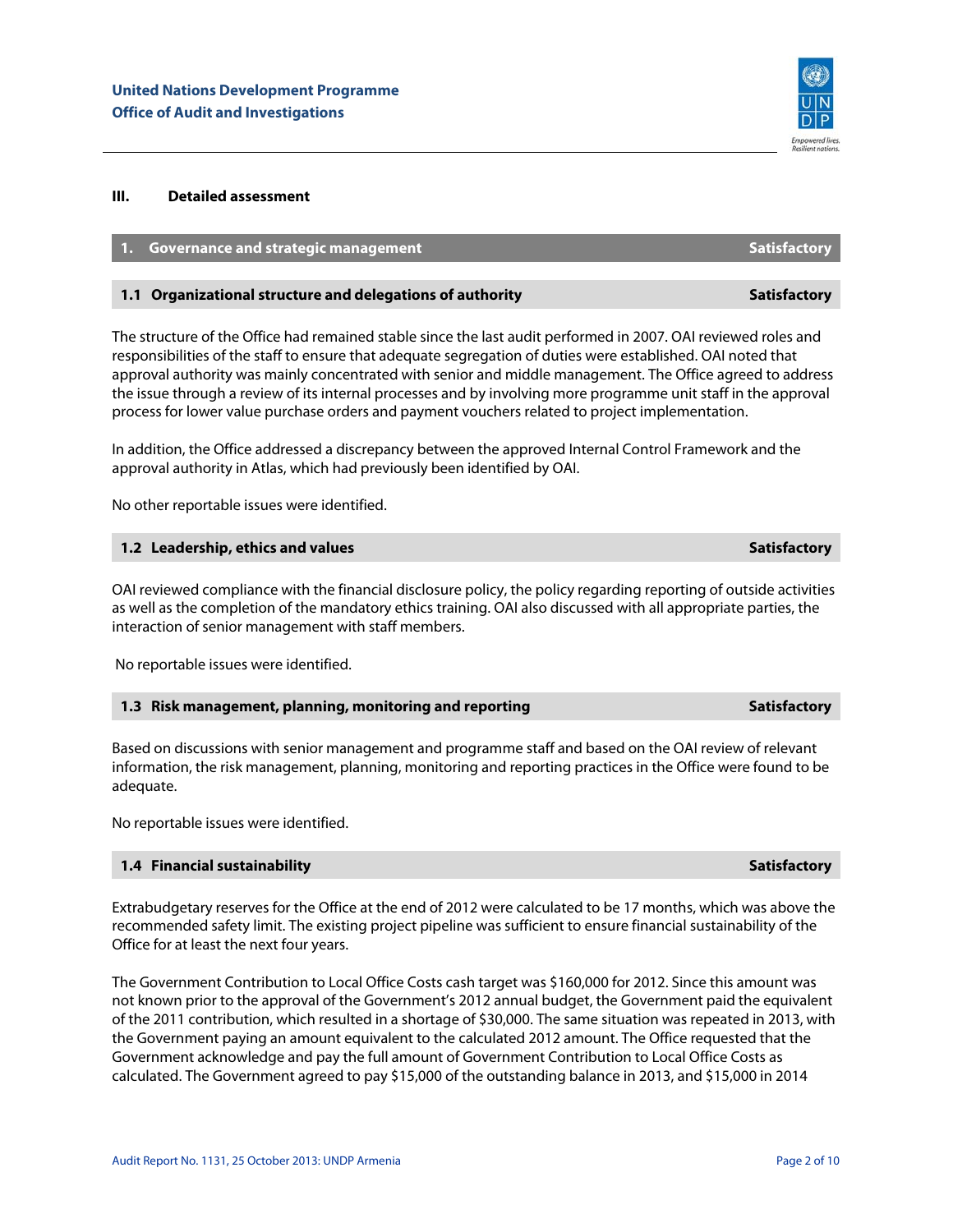## III. Detailed assessment

### 1. Governance and strategic management — Satisfactory

#### 1.1 Organizational structure and delegations of authority — Satisfactory

The structure of the Office had remained stable since the last audit performed in 2007. OAI reviewed roles and responsibilities of the staff to ensure that adequate segregation of duties were established. OAI noted that approval authority was mainly concentrated with senior and middle management. The Office agreed to address the issue through a review of its internal processes and by involving more programme unit staff in the approval process for lower value purchase orders and payment vouchers related to project implementation.

In addition, the Office addressed a discrepancy between the approved Internal Control Framework and the approval authority in Atlas, which had previously been identified by OAI.

No other reportable issues were identified.

#### 1.2 Leadership, ethics and values — Satisfactory

OAI reviewed compliance with the financial disclosure policy, the policy regarding reporting of outside activities as well as the completion of the mandatory ethics training. OAI also discussed with all appropriate parties, the interaction of senior management with staff members.

No reportable issues were identified.

#### 1.3 Risk management, planning, monitoring and reporting — Satisfactory

Based on discussions with senior management and programme staff and based on the OAI review of relevant information, the risk management, planning, monitoring and reporting practices in the Office were found to be adequate.

No reportable issues were identified.

#### 1.4 Financial sustainability — Satisfactory

Extrabudgetary reserves for the Office at the end of 2012 were calculated to be 17 months, which was above the recommended safety limit. The existing project pipeline was sufficient to ensure financial sustainability of the Office for at least the next four years.

The Government Contribution to Local Office Costs cash target was $160,000 for 2012. Since this amount was not known prior to the approval of the Government's 2012 annual budget, the Government paid the equivalent of the 2011 contribution, which resulted in a shortage of $30,000. The same situation was repeated in 2013, with the Government paying an amount equivalent to the calculated 2012 amount. The Office requested that the Government acknowledge and pay the full amount of Government Contribution to Local Office Costs as calculated. The Government agreed to pay $15,000 of the outstanding balance in 2013, and $15,000 in 2014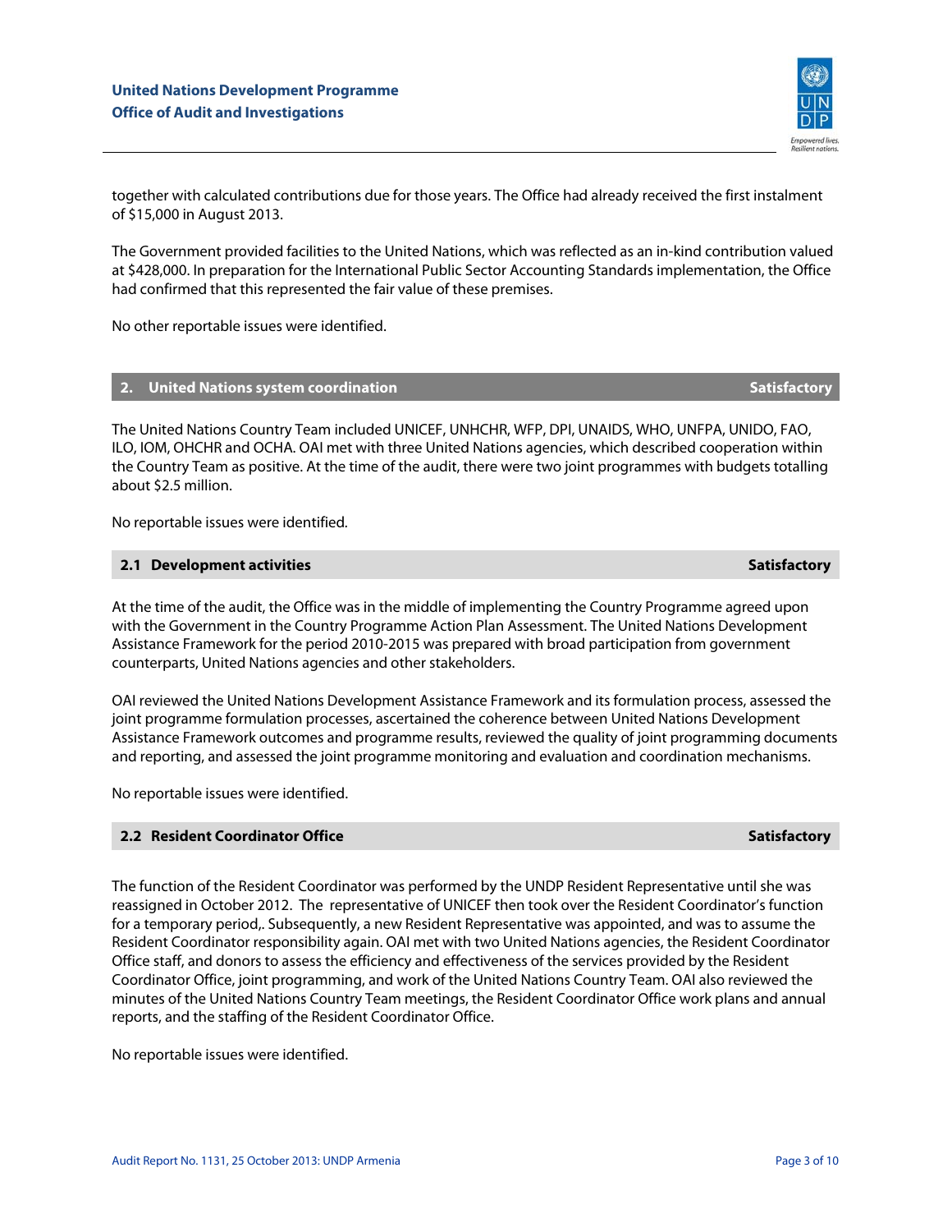together with calculated contributions due for those years. The Office had already received the first instalment of $15,000 in August 2013.

The Government provided facilities to the United Nations, which was reflected as an in-kind contribution valued at $428,000. In preparation for the International Public Sector Accounting Standards implementation, the Office had confirmed that this represented the fair value of these premises.

No other reportable issues were identified.

## 2. United Nations system coordination — Satisfactory

The United Nations Country Team included UNICEF, UNHCHR, WFP, DPI, UNAIDS, WHO, UNFPA, UNIDO, FAO, ILO, IOM, OHCHR and OCHA. OAI met with three United Nations agencies, which described cooperation within the Country Team as positive. At the time of the audit, there were two joint programmes with budgets totalling about $2.5 million.

No reportable issues were identified.

### 2.1 Development activities — Satisfactory

At the time of the audit, the Office was in the middle of implementing the Country Programme agreed upon with the Government in the Country Programme Action Plan Assessment. The United Nations Development Assistance Framework for the period 2010-2015 was prepared with broad participation from government counterparts, United Nations agencies and other stakeholders.

OAI reviewed the United Nations Development Assistance Framework and its formulation process, assessed the joint programme formulation processes, ascertained the coherence between United Nations Development Assistance Framework outcomes and programme results, reviewed the quality of joint programming documents and reporting, and assessed the joint programme monitoring and evaluation and coordination mechanisms.

No reportable issues were identified.

### 2.2 Resident Coordinator Office — Satisfactory

The function of the Resident Coordinator was performed by the UNDP Resident Representative until she was reassigned in October 2012. The representative of UNICEF then took over the Resident Coordinator's function for a temporary period,. Subsequently, a new Resident Representative was appointed, and was to assume the Resident Coordinator responsibility again. OAI met with two United Nations agencies, the Resident Coordinator Office staff, and donors to assess the efficiency and effectiveness of the services provided by the Resident Coordinator Office, joint programming, and work of the United Nations Country Team. OAI also reviewed the minutes of the United Nations Country Team meetings, the Resident Coordinator Office work plans and annual reports, and the staffing of the Resident Coordinator Office.

No reportable issues were identified.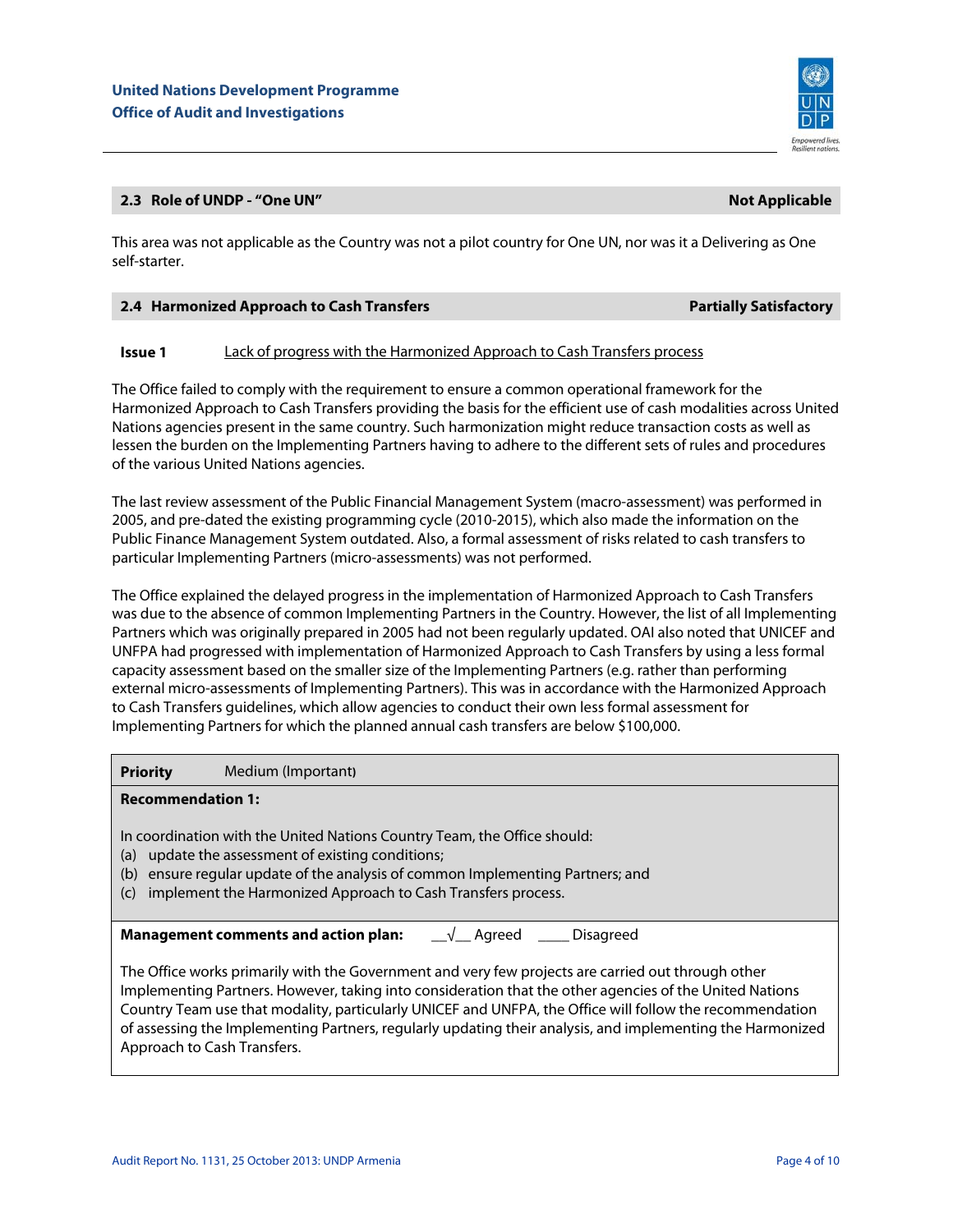### 2.3 Role of UNDP - "One UN" — Not Applicable

This area was not applicable as the Country was not a pilot country for One UN, nor was it a Delivering as One self-starter.

### 2.4 Harmonized Approach to Cash Transfers — Partially Satisfactory

**Issue 1** Lack of progress with the Harmonized Approach to Cash Transfers process

The Office failed to comply with the requirement to ensure a common operational framework for the Harmonized Approach to Cash Transfers providing the basis for the efficient use of cash modalities across United Nations agencies present in the same country. Such harmonization might reduce transaction costs as well as lessen the burden on the Implementing Partners having to adhere to the different sets of rules and procedures of the various United Nations agencies.

The last review assessment of the Public Financial Management System (macro-assessment) was performed in 2005, and pre-dated the existing programming cycle (2010-2015), which also made the information on the Public Finance Management System outdated. Also, a formal assessment of risks related to cash transfers to particular Implementing Partners (micro-assessments) was not performed.

The Office explained the delayed progress in the implementation of Harmonized Approach to Cash Transfers was due to the absence of common Implementing Partners in the Country. However, the list of all Implementing Partners which was originally prepared in 2005 had not been regularly updated. OAI also noted that UNICEF and UNFPA had progressed with implementation of Harmonized Approach to Cash Transfers by using a less formal capacity assessment based on the smaller size of the Implementing Partners (e.g. rather than performing external micro-assessments of Implementing Partners). This was in accordance with the Harmonized Approach to Cash Transfers guidelines, which allow agencies to conduct their own less formal assessment for Implementing Partners for which the planned annual cash transfers are below $100,000.

**Priority** Medium (Important)

**Recommendation 1:**

In coordination with the United Nations Country Team, the Office should:

(a) update the assessment of existing conditions;
(b) ensure regular update of the analysis of common Implementing Partners; and
(c) implement the Harmonized Approach to Cash Transfers process.

**Management comments and action plan:** __√__ Agreed ____ Disagreed

The Office works primarily with the Government and very few projects are carried out through other Implementing Partners. However, taking into consideration that the other agencies of the United Nations Country Team use that modality, particularly UNICEF and UNFPA, the Office will follow the recommendation of assessing the Implementing Partners, regularly updating their analysis, and implementing the Harmonized Approach to Cash Transfers.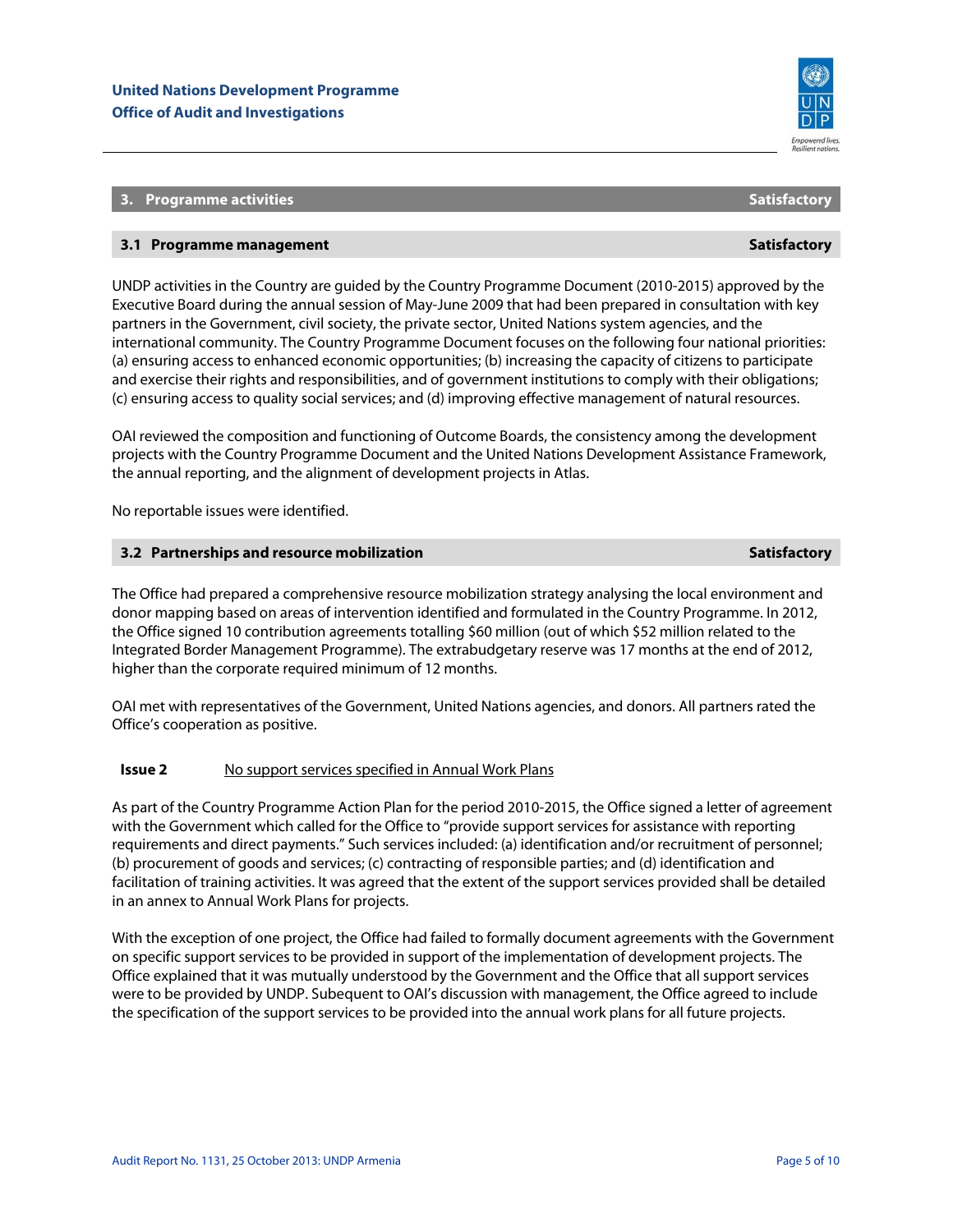## 3. Programme activities — Satisfactory

### 3.1 Programme management — Satisfactory

UNDP activities in the Country are guided by the Country Programme Document (2010-2015) approved by the Executive Board during the annual session of May-June 2009 that had been prepared in consultation with key partners in the Government, civil society, the private sector, United Nations system agencies, and the international community. The Country Programme Document focuses on the following four national priorities: (a) ensuring access to enhanced economic opportunities; (b) increasing the capacity of citizens to participate and exercise their rights and responsibilities, and of government institutions to comply with their obligations; (c) ensuring access to quality social services; and (d) improving effective management of natural resources.

OAI reviewed the composition and functioning of Outcome Boards, the consistency among the development projects with the Country Programme Document and the United Nations Development Assistance Framework, the annual reporting, and the alignment of development projects in Atlas.

No reportable issues were identified.

### 3.2 Partnerships and resource mobilization — Satisfactory

The Office had prepared a comprehensive resource mobilization strategy analysing the local environment and donor mapping based on areas of intervention identified and formulated in the Country Programme. In 2012, the Office signed 10 contribution agreements totalling $60 million (out of which $52 million related to the Integrated Border Management Programme). The extrabudgetary reserve was 17 months at the end of 2012, higher than the corporate required minimum of 12 months.

OAI met with representatives of the Government, United Nations agencies, and donors. All partners rated the Office's cooperation as positive.

**Issue 2** <u>No support services specified in Annual Work Plans</u>

As part of the Country Programme Action Plan for the period 2010-2015, the Office signed a letter of agreement with the Government which called for the Office to "provide support services for assistance with reporting requirements and direct payments." Such services included: (a) identification and/or recruitment of personnel; (b) procurement of goods and services; (c) contracting of responsible parties; and (d) identification and facilitation of training activities. It was agreed that the extent of the support services provided shall be detailed in an annex to Annual Work Plans for projects.

With the exception of one project, the Office had failed to formally document agreements with the Government on specific support services to be provided in support of the implementation of development projects. The Office explained that it was mutually understood by the Government and the Office that all support services were to be provided by UNDP. Subsequent to OAI's discussion with management, the Office agreed to include the specification of the support services to be provided into the annual work plans for all future projects.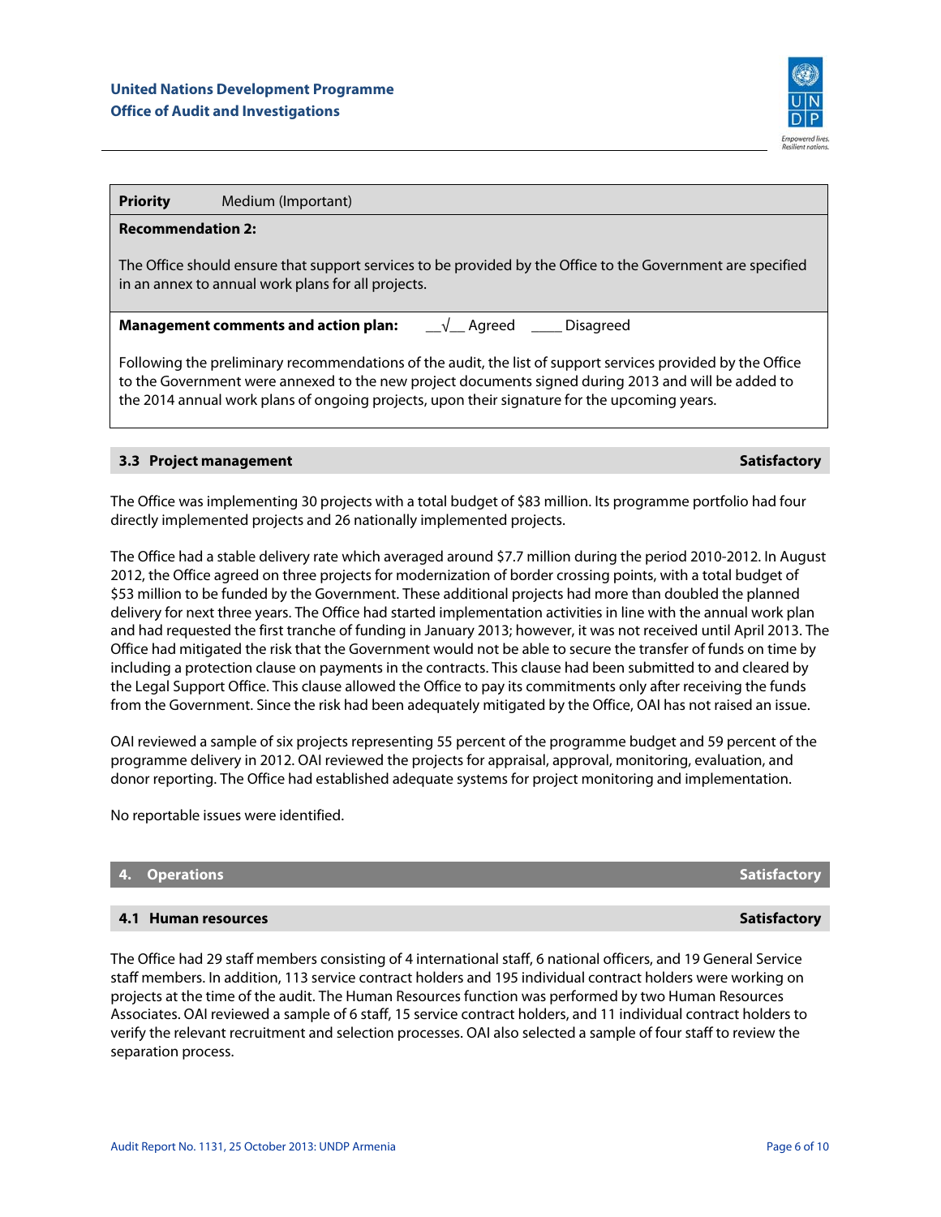| **Priority** | Medium (Important) |
| --- | --- |
| **Recommendation 2:**<br><br>The Office should ensure that support services to be provided by the Office to the Government are specified in an annex to annual work plans for all projects. | |
| **Management comments and action plan:** __√__ Agreed ____ Disagreed<br><br>Following the preliminary recommendations of the audit, the list of support services provided by the Office to the Government were annexed to the new project documents signed during 2013 and will be added to the 2014 annual work plans of ongoing projects, upon their signature for the upcoming years. | |

### 3.3 Project management — Satisfactory

The Office was implementing 30 projects with a total budget of $83 million. Its programme portfolio had four directly implemented projects and 26 nationally implemented projects.

The Office had a stable delivery rate which averaged around $7.7 million during the period 2010-2012. In August 2012, the Office agreed on three projects for modernization of border crossing points, with a total budget of $53 million to be funded by the Government. These additional projects had more than doubled the planned delivery for next three years. The Office had started implementation activities in line with the annual work plan and had requested the first tranche of funding in January 2013; however, it was not received until April 2013. The Office had mitigated the risk that the Government would not be able to secure the transfer of funds on time by including a protection clause on payments in the contracts. This clause had been submitted to and cleared by the Legal Support Office. This clause allowed the Office to pay its commitments only after receiving the funds from the Government. Since the risk had been adequately mitigated by the Office, OAI has not raised an issue.

OAI reviewed a sample of six projects representing 55 percent of the programme budget and 59 percent of the programme delivery in 2012. OAI reviewed the projects for appraisal, approval, monitoring, evaluation, and donor reporting. The Office had established adequate systems for project monitoring and implementation.

No reportable issues were identified.

## 4. Operations — Satisfactory

### 4.1 Human resources — Satisfactory

The Office had 29 staff members consisting of 4 international staff, 6 national officers, and 19 General Service staff members. In addition, 113 service contract holders and 195 individual contract holders were working on projects at the time of the audit. The Human Resources function was performed by two Human Resources Associates. OAI reviewed a sample of 6 staff, 15 service contract holders, and 11 individual contract holders to verify the relevant recruitment and selection processes. OAI also selected a sample of four staff to review the separation process.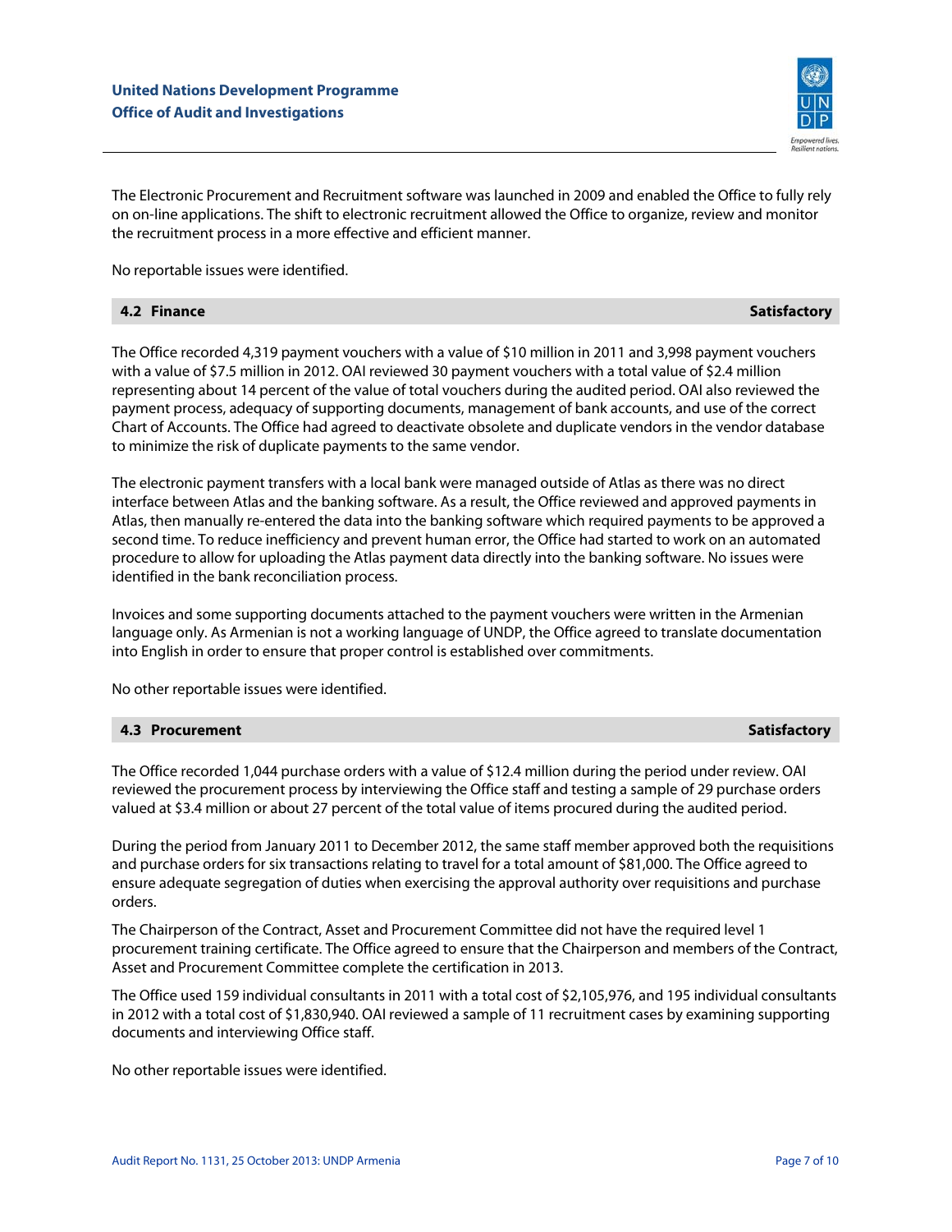The Electronic Procurement and Recruitment software was launched in 2009 and enabled the Office to fully rely on on-line applications. The shift to electronic recruitment allowed the Office to organize, review and monitor the recruitment process in a more effective and efficient manner.

No reportable issues were identified.

### 4.2 Finance — Satisfactory

The Office recorded 4,319 payment vouchers with a value of $10 million in 2011 and 3,998 payment vouchers with a value of $7.5 million in 2012. OAI reviewed 30 payment vouchers with a total value of $2.4 million representing about 14 percent of the value of total vouchers during the audited period. OAI also reviewed the payment process, adequacy of supporting documents, management of bank accounts, and use of the correct Chart of Accounts. The Office had agreed to deactivate obsolete and duplicate vendors in the vendor database to minimize the risk of duplicate payments to the same vendor.

The electronic payment transfers with a local bank were managed outside of Atlas as there was no direct interface between Atlas and the banking software. As a result, the Office reviewed and approved payments in Atlas, then manually re-entered the data into the banking software which required payments to be approved a second time. To reduce inefficiency and prevent human error, the Office had started to work on an automated procedure to allow for uploading the Atlas payment data directly into the banking software. No issues were identified in the bank reconciliation process.

Invoices and some supporting documents attached to the payment vouchers were written in the Armenian language only. As Armenian is not a working language of UNDP, the Office agreed to translate documentation into English in order to ensure that proper control is established over commitments.

No other reportable issues were identified.

### 4.3 Procurement — Satisfactory

The Office recorded 1,044 purchase orders with a value of $12.4 million during the period under review. OAI reviewed the procurement process by interviewing the Office staff and testing a sample of 29 purchase orders valued at $3.4 million or about 27 percent of the total value of items procured during the audited period.

During the period from January 2011 to December 2012, the same staff member approved both the requisitions and purchase orders for six transactions relating to travel for a total amount of $81,000. The Office agreed to ensure adequate segregation of duties when exercising the approval authority over requisitions and purchase orders.

The Chairperson of the Contract, Asset and Procurement Committee did not have the required level 1 procurement training certificate. The Office agreed to ensure that the Chairperson and members of the Contract, Asset and Procurement Committee complete the certification in 2013.

The Office used 159 individual consultants in 2011 with a total cost of $2,105,976, and 195 individual consultants in 2012 with a total cost of $1,830,940. OAI reviewed a sample of 11 recruitment cases by examining supporting documents and interviewing Office staff.

No other reportable issues were identified.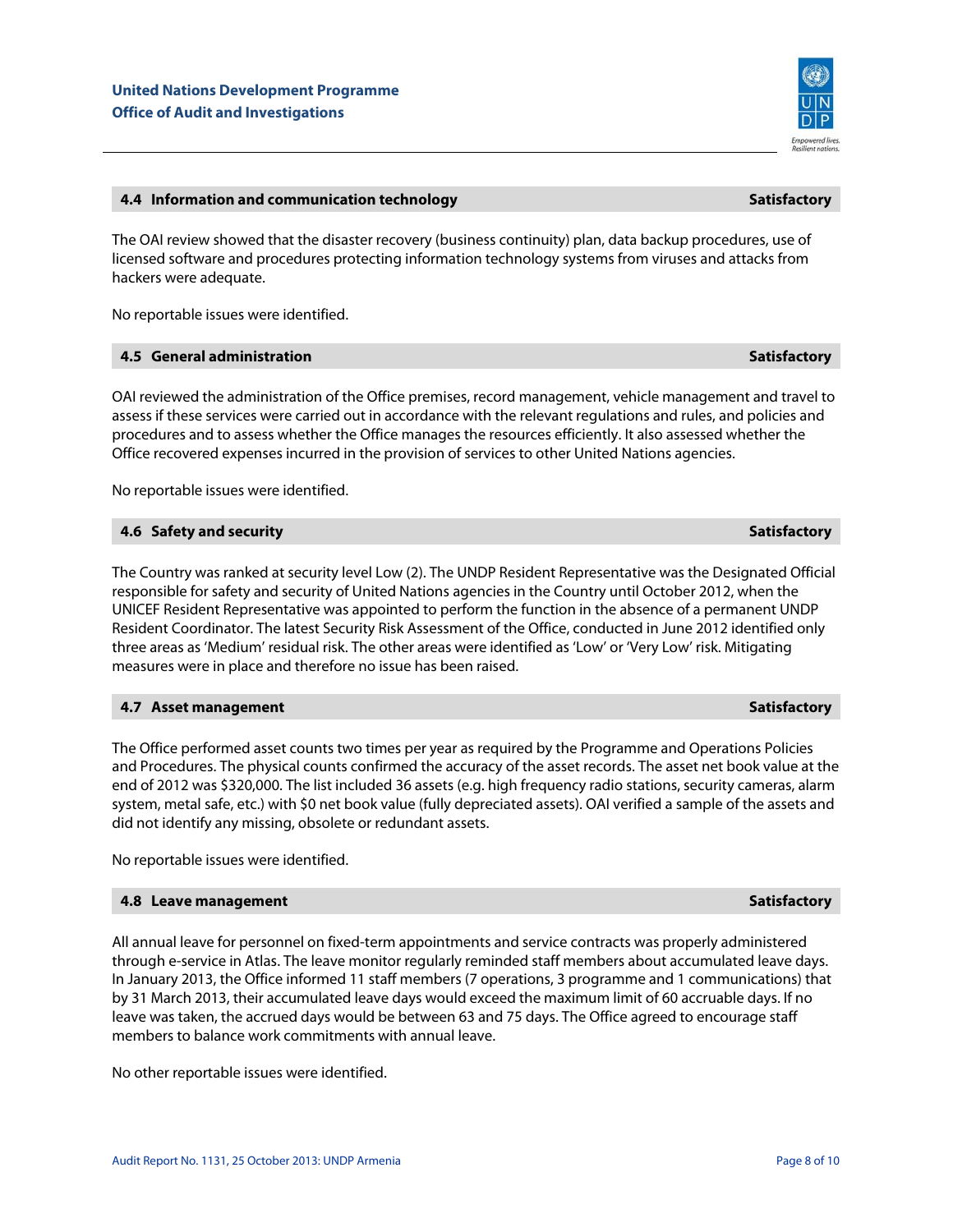### 4.4 Information and communication technology — Satisfactory

The OAI review showed that the disaster recovery (business continuity) plan, data backup procedures, use of licensed software and procedures protecting information technology systems from viruses and attacks from hackers were adequate.

No reportable issues were identified.

### 4.5 General administration — Satisfactory

OAI reviewed the administration of the Office premises, record management, vehicle management and travel to assess if these services were carried out in accordance with the relevant regulations and rules, and policies and procedures and to assess whether the Office manages the resources efficiently. It also assessed whether the Office recovered expenses incurred in the provision of services to other United Nations agencies.

No reportable issues were identified.

### 4.6 Safety and security — Satisfactory

The Country was ranked at security level Low (2). The UNDP Resident Representative was the Designated Official responsible for safety and security of United Nations agencies in the Country until October 2012, when the UNICEF Resident Representative was appointed to perform the function in the absence of a permanent UNDP Resident Coordinator. The latest Security Risk Assessment of the Office, conducted in June 2012 identified only three areas as 'Medium' residual risk. The other areas were identified as 'Low' or 'Very Low' risk. Mitigating measures were in place and therefore no issue has been raised.

### 4.7 Asset management — Satisfactory

The Office performed asset counts two times per year as required by the Programme and Operations Policies and Procedures. The physical counts confirmed the accuracy of the asset records. The asset net book value at the end of 2012 was $320,000. The list included 36 assets (e.g. high frequency radio stations, security cameras, alarm system, metal safe, etc.) with $0 net book value (fully depreciated assets). OAI verified a sample of the assets and did not identify any missing, obsolete or redundant assets.

No reportable issues were identified.

### 4.8 Leave management — Satisfactory

All annual leave for personnel on fixed-term appointments and service contracts was properly administered through e-service in Atlas. The leave monitor regularly reminded staff members about accumulated leave days. In January 2013, the Office informed 11 staff members (7 operations, 3 programme and 1 communications) that by 31 March 2013, their accumulated leave days would exceed the maximum limit of 60 accruable days. If no leave was taken, the accrued days would be between 63 and 75 days. The Office agreed to encourage staff members to balance work commitments with annual leave.

No other reportable issues were identified.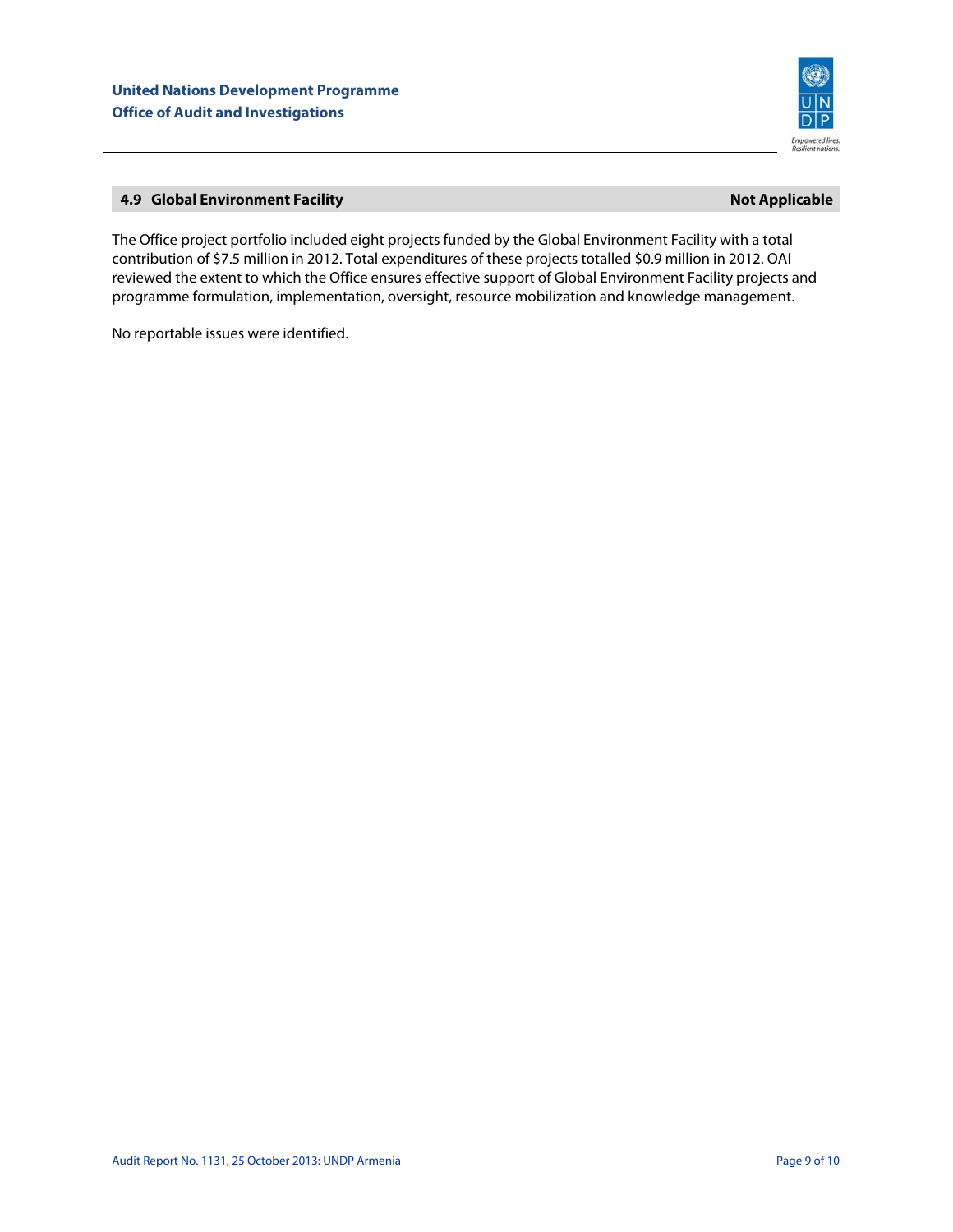### 4.9 Global Environment Facility — Not Applicable

The Office project portfolio included eight projects funded by the Global Environment Facility with a total contribution of $7.5 million in 2012. Total expenditures of these projects totalled $0.9 million in 2012. OAI reviewed the extent to which the Office ensures effective support of Global Environment Facility projects and programme formulation, implementation, oversight, resource mobilization and knowledge management.

No reportable issues were identified.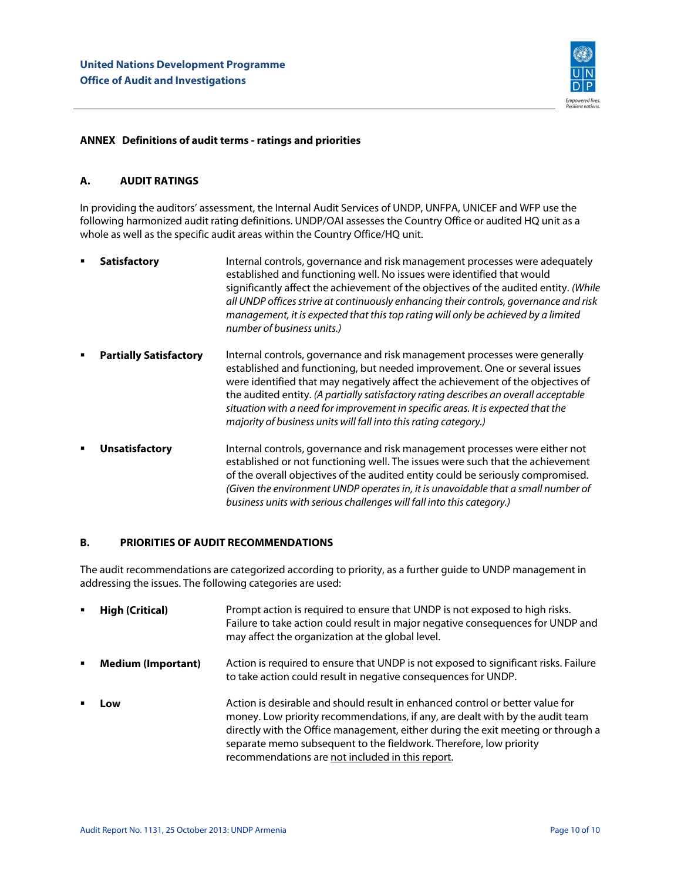## ANNEX Definitions of audit terms - ratings and priorities

### A. AUDIT RATINGS

In providing the auditors' assessment, the Internal Audit Services of UNDP, UNFPA, UNICEF and WFP use the following harmonized audit rating definitions. UNDP/OAI assesses the Country Office or audited HQ unit as a whole as well as the specific audit areas within the Country Office/HQ unit.

- **Satisfactory** — Internal controls, governance and risk management processes were adequately established and functioning well. No issues were identified that would significantly affect the achievement of the objectives of the audited entity. *(While all UNDP offices strive at continuously enhancing their controls, governance and risk management, it is expected that this top rating will only be achieved by a limited number of business units.)*
- **Partially Satisfactory** — Internal controls, governance and risk management processes were generally established and functioning, but needed improvement. One or several issues were identified that may negatively affect the achievement of the objectives of the audited entity. *(A partially satisfactory rating describes an overall acceptable situation with a need for improvement in specific areas. It is expected that the majority of business units will fall into this rating category.)*
- **Unsatisfactory** — Internal controls, governance and risk management processes were either not established or not functioning well. The issues were such that the achievement of the overall objectives of the audited entity could be seriously compromised. *(Given the environment UNDP operates in, it is unavoidable that a small number of business units with serious challenges will fall into this category.)*

### B. PRIORITIES OF AUDIT RECOMMENDATIONS

The audit recommendations are categorized according to priority, as a further guide to UNDP management in addressing the issues. The following categories are used:

- **High (Critical)** — Prompt action is required to ensure that UNDP is not exposed to high risks. Failure to take action could result in major negative consequences for UNDP and may affect the organization at the global level.
- **Medium (Important)** — Action is required to ensure that UNDP is not exposed to significant risks. Failure to take action could result in negative consequences for UNDP.
- **Low** — Action is desirable and should result in enhanced control or better value for money. Low priority recommendations, if any, are dealt with by the audit team directly with the Office management, either during the exit meeting or through a separate memo subsequent to the fieldwork. Therefore, low priority recommendations are <u>not included in this report</u>.